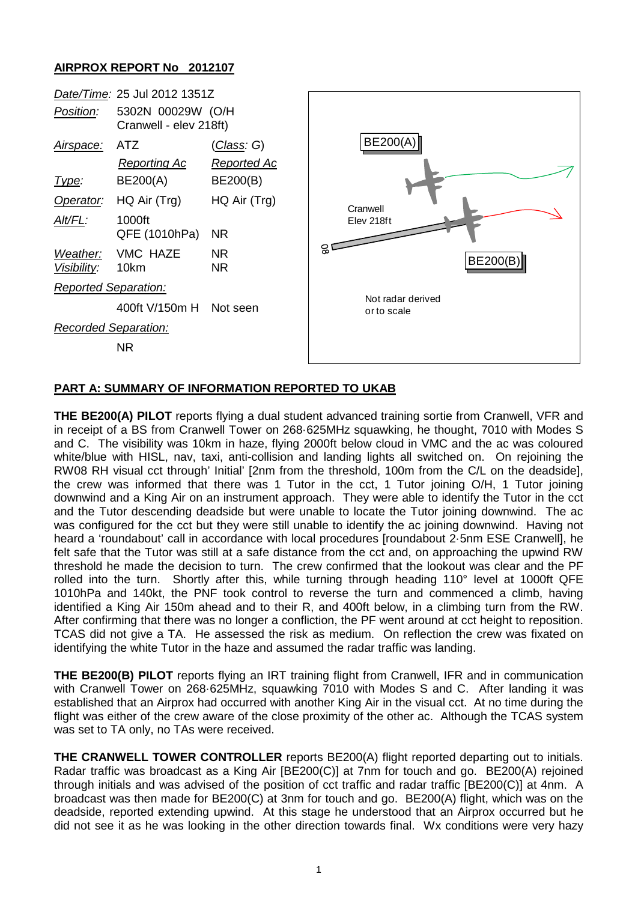## AIRPROX REPORT No 2012107

| | | |
|---|---|---|
| *Date/Time:* | 25 Jul 2012 1351Z | |
| *Position:* | 5302N 00029W (O/H Cranwell - elev 218ft) | |
| *Airspace:* | ATZ | (*Class*: G) |
| | *Reporting Ac* | *Reported Ac* |
| *Type:* | BE200(A) | BE200(B) |
| *Operator:* | HQ Air (Trg) | HQ Air (Trg) |
| *Alt/FL:* | 1000ft QFE (1010hPa) | NR |
| *Weather:* | VMC HAZE | NR |
| *Visibility:* | 10km | NR |
| *Reported Separation:* | | |
| | 400ft V/150m H | Not seen |
| *Recorded Separation:* | | |
| | NR | |

BE200(A)

Cranwell
Elev 218ft

08

BE200(B)

Not radar derived or to scale

### PART A: SUMMARY OF INFORMATION REPORTED TO UKAB

**THE BE200(A) PILOT** reports flying a dual student advanced training sortie from Cranwell, VFR and in receipt of a BS from Cranwell Tower on 268·625MHz squawking, he thought, 7010 with Modes S and C. The visibility was 10km in haze, flying 2000ft below cloud in VMC and the ac was coloured white/blue with HISL, nav, taxi, anti-collision and landing lights all switched on. On rejoining the RW08 RH visual cct through' Initial' [2nm from the threshold, 100m from the C/L on the deadside], the crew was informed that there was 1 Tutor in the cct, 1 Tutor joining O/H, 1 Tutor joining downwind and a King Air on an instrument approach. They were able to identify the Tutor in the cct and the Tutor descending deadside but were unable to locate the Tutor joining downwind. The ac was configured for the cct but they were still unable to identify the ac joining downwind. Having not heard a 'roundabout' call in accordance with local procedures [roundabout 2·5nm ESE Cranwell], he felt safe that the Tutor was still at a safe distance from the cct and, on approaching the upwind RW threshold he made the decision to turn. The crew confirmed that the lookout was clear and the PF rolled into the turn. Shortly after this, while turning through heading 110° level at 1000ft QFE 1010hPa and 140kt, the PNF took control to reverse the turn and commenced a climb, having identified a King Air 150m ahead and to their R, and 400ft below, in a climbing turn from the RW. After confirming that there was no longer a confliction, the PF went around at cct height to reposition. TCAS did not give a TA. He assessed the risk as medium. On reflection the crew was fixated on identifying the white Tutor in the haze and assumed the radar traffic was landing.

**THE BE200(B) PILOT** reports flying an IRT training flight from Cranwell, IFR and in communication with Cranwell Tower on 268·625MHz, squawking 7010 with Modes S and C. After landing it was established that an Airprox had occurred with another King Air in the visual cct. At no time during the flight was either of the crew aware of the close proximity of the other ac. Although the TCAS system was set to TA only, no TAs were received.

**THE CRANWELL TOWER CONTROLLER** reports BE200(A) flight reported departing out to initials. Radar traffic was broadcast as a King Air [BE200(C)] at 7nm for touch and go. BE200(A) rejoined through initials and was advised of the position of cct traffic and radar traffic [BE200(C)] at 4nm. A broadcast was then made for BE200(C) at 3nm for touch and go. BE200(A) flight, which was on the deadside, reported extending upwind. At this stage he understood that an Airprox occurred but he did not see it as he was looking in the other direction towards final. Wx conditions were very hazy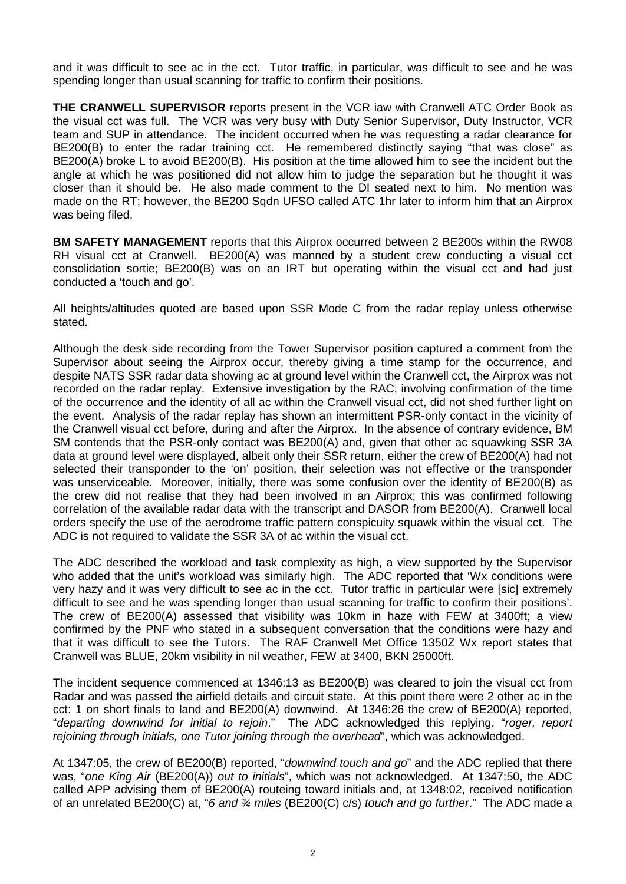and it was difficult to see ac in the cct. Tutor traffic, in particular, was difficult to see and he was spending longer than usual scanning for traffic to confirm their positions.

**THE CRANWELL SUPERVISOR** reports present in the VCR iaw with Cranwell ATC Order Book as the visual cct was full. The VCR was very busy with Duty Senior Supervisor, Duty Instructor, VCR team and SUP in attendance. The incident occurred when he was requesting a radar clearance for BE200(B) to enter the radar training cct. He remembered distinctly saying "that was close" as BE200(A) broke L to avoid BE200(B). His position at the time allowed him to see the incident but the angle at which he was positioned did not allow him to judge the separation but he thought it was closer than it should be. He also made comment to the DI seated next to him. No mention was made on the RT; however, the BE200 Sqdn UFSO called ATC 1hr later to inform him that an Airprox was being filed.

**BM SAFETY MANAGEMENT** reports that this Airprox occurred between 2 BE200s within the RW08 RH visual cct at Cranwell. BE200(A) was manned by a student crew conducting a visual cct consolidation sortie; BE200(B) was on an IRT but operating within the visual cct and had just conducted a 'touch and go'.

All heights/altitudes quoted are based upon SSR Mode C from the radar replay unless otherwise stated.

Although the desk side recording from the Tower Supervisor position captured a comment from the Supervisor about seeing the Airprox occur, thereby giving a time stamp for the occurrence, and despite NATS SSR radar data showing ac at ground level within the Cranwell cct, the Airprox was not recorded on the radar replay. Extensive investigation by the RAC, involving confirmation of the time of the occurrence and the identity of all ac within the Cranwell visual cct, did not shed further light on the event. Analysis of the radar replay has shown an intermittent PSR-only contact in the vicinity of the Cranwell visual cct before, during and after the Airprox. In the absence of contrary evidence, BM SM contends that the PSR-only contact was BE200(A) and, given that other ac squawking SSR 3A data at ground level were displayed, albeit only their SSR return, either the crew of BE200(A) had not selected their transponder to the 'on' position, their selection was not effective or the transponder was unserviceable. Moreover, initially, there was some confusion over the identity of BE200(B) as the crew did not realise that they had been involved in an Airprox; this was confirmed following correlation of the available radar data with the transcript and DASOR from BE200(A). Cranwell local orders specify the use of the aerodrome traffic pattern conspicuity squawk within the visual cct. The ADC is not required to validate the SSR 3A of ac within the visual cct.

The ADC described the workload and task complexity as high, a view supported by the Supervisor who added that the unit's workload was similarly high. The ADC reported that 'Wx conditions were very hazy and it was very difficult to see ac in the cct. Tutor traffic in particular were [sic] extremely difficult to see and he was spending longer than usual scanning for traffic to confirm their positions'. The crew of BE200(A) assessed that visibility was 10km in haze with FEW at 3400ft; a view confirmed by the PNF who stated in a subsequent conversation that the conditions were hazy and that it was difficult to see the Tutors. The RAF Cranwell Met Office 1350Z Wx report states that Cranwell was BLUE, 20km visibility in nil weather, FEW at 3400, BKN 25000ft.

The incident sequence commenced at 1346:13 as BE200(B) was cleared to join the visual cct from Radar and was passed the airfield details and circuit state. At this point there were 2 other ac in the cct: 1 on short finals to land and BE200(A) downwind. At 1346:26 the crew of BE200(A) reported, "*departing downwind for initial to rejoin*." The ADC acknowledged this replying, "*roger, report rejoining through initials, one Tutor joining through the overhead*", which was acknowledged.

At 1347:05, the crew of BE200(B) reported, "*downwind touch and go*" and the ADC replied that there was, "*one King Air* (BE200(A)) *out to initials*", which was not acknowledged. At 1347:50, the ADC called APP advising them of BE200(A) routeing toward initials and, at 1348:02, received notification of an unrelated BE200(C) at, "*6 and ¾ miles* (BE200(C) c/s) *touch and go further*." The ADC made a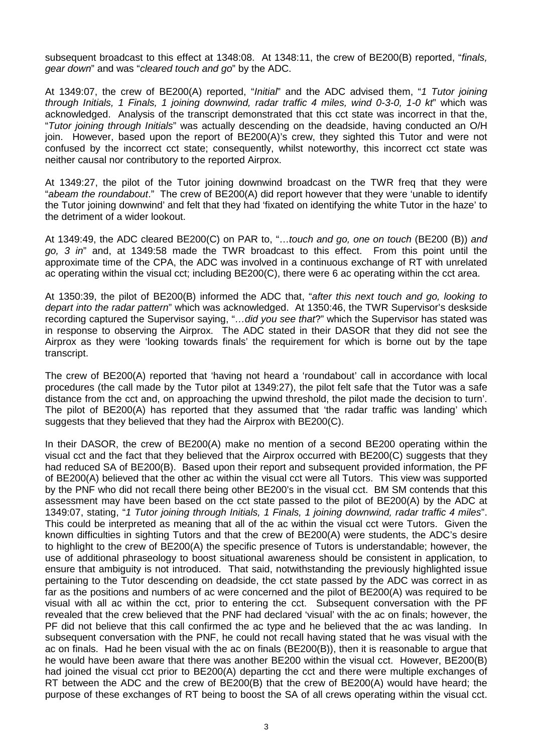subsequent broadcast to this effect at 1348:08. At 1348:11, the crew of BE200(B) reported, "*finals, gear down*" and was "*cleared touch and go*" by the ADC.

At 1349:07, the crew of BE200(A) reported, "*Initial*" and the ADC advised them, "*1 Tutor joining through Initials, 1 Finals, 1 joining downwind, radar traffic 4 miles, wind 0-3-0, 1-0 kt*" which was acknowledged. Analysis of the transcript demonstrated that this cct state was incorrect in that the, "*Tutor joining through Initials*" was actually descending on the deadside, having conducted an O/H join. However, based upon the report of BE200(A)'s crew, they sighted this Tutor and were not confused by the incorrect cct state; consequently, whilst noteworthy, this incorrect cct state was neither causal nor contributory to the reported Airprox.

At 1349:27, the pilot of the Tutor joining downwind broadcast on the TWR freq that they were "*abeam the roundabout*." The crew of BE200(A) did report however that they were 'unable to identify the Tutor joining downwind' and felt that they had 'fixated on identifying the white Tutor in the haze' to the detriment of a wider lookout.

At 1349:49, the ADC cleared BE200(C) on PAR to, "*…touch and go, one on touch* (BE200 (B)) *and go, 3 in*" and, at 1349:58 made the TWR broadcast to this effect. From this point until the approximate time of the CPA, the ADC was involved in a continuous exchange of RT with unrelated ac operating within the visual cct; including BE200(C), there were 6 ac operating within the cct area.

At 1350:39, the pilot of BE200(B) informed the ADC that, "*after this next touch and go, looking to depart into the radar pattern*" which was acknowledged. At 1350:46, the TWR Supervisor's deskside recording captured the Supervisor saying, "*…did you see that*?" which the Supervisor has stated was in response to observing the Airprox. The ADC stated in their DASOR that they did not see the Airprox as they were 'looking towards finals' the requirement for which is borne out by the tape transcript.

The crew of BE200(A) reported that 'having not heard a 'roundabout' call in accordance with local procedures (the call made by the Tutor pilot at 1349:27), the pilot felt safe that the Tutor was a safe distance from the cct and, on approaching the upwind threshold, the pilot made the decision to turn'. The pilot of BE200(A) has reported that they assumed that 'the radar traffic was landing' which suggests that they believed that they had the Airprox with BE200(C).

In their DASOR, the crew of BE200(A) make no mention of a second BE200 operating within the visual cct and the fact that they believed that the Airprox occurred with BE200(C) suggests that they had reduced SA of BE200(B). Based upon their report and subsequent provided information, the PF of BE200(A) believed that the other ac within the visual cct were all Tutors. This view was supported by the PNF who did not recall there being other BE200's in the visual cct. BM SM contends that this assessment may have been based on the cct state passed to the pilot of BE200(A) by the ADC at 1349:07, stating, "*1 Tutor joining through Initials, 1 Finals, 1 joining downwind, radar traffic 4 miles*". This could be interpreted as meaning that all of the ac within the visual cct were Tutors. Given the known difficulties in sighting Tutors and that the crew of BE200(A) were students, the ADC's desire to highlight to the crew of BE200(A) the specific presence of Tutors is understandable; however, the use of additional phraseology to boost situational awareness should be consistent in application, to ensure that ambiguity is not introduced. That said, notwithstanding the previously highlighted issue pertaining to the Tutor descending on deadside, the cct state passed by the ADC was correct in as far as the positions and numbers of ac were concerned and the pilot of BE200(A) was required to be visual with all ac within the cct, prior to entering the cct. Subsequent conversation with the PF revealed that the crew believed that the PNF had declared 'visual' with the ac on finals; however, the PF did not believe that this call confirmed the ac type and he believed that the ac was landing. In subsequent conversation with the PNF, he could not recall having stated that he was visual with the ac on finals. Had he been visual with the ac on finals (BE200(B)), then it is reasonable to argue that he would have been aware that there was another BE200 within the visual cct. However, BE200(B) had joined the visual cct prior to BE200(A) departing the cct and there were multiple exchanges of RT between the ADC and the crew of BE200(B) that the crew of BE200(A) would have heard; the purpose of these exchanges of RT being to boost the SA of all crews operating within the visual cct.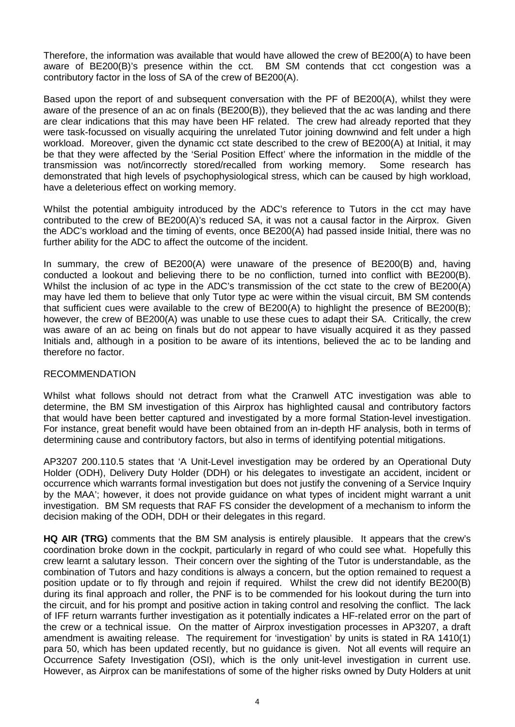Therefore, the information was available that would have allowed the crew of BE200(A) to have been aware of BE200(B)'s presence within the cct. BM SM contends that cct congestion was a contributory factor in the loss of SA of the crew of BE200(A).

Based upon the report of and subsequent conversation with the PF of BE200(A), whilst they were aware of the presence of an ac on finals (BE200(B)), they believed that the ac was landing and there are clear indications that this may have been HF related. The crew had already reported that they were task-focussed on visually acquiring the unrelated Tutor joining downwind and felt under a high workload. Moreover, given the dynamic cct state described to the crew of BE200(A) at Initial, it may be that they were affected by the 'Serial Position Effect' where the information in the middle of the transmission was not/incorrectly stored/recalled from working memory. Some research has demonstrated that high levels of psychophysiological stress, which can be caused by high workload, have a deleterious effect on working memory.

Whilst the potential ambiguity introduced by the ADC's reference to Tutors in the cct may have contributed to the crew of BE200(A)'s reduced SA, it was not a causal factor in the Airprox. Given the ADC's workload and the timing of events, once BE200(A) had passed inside Initial, there was no further ability for the ADC to affect the outcome of the incident.

In summary, the crew of BE200(A) were unaware of the presence of BE200(B) and, having conducted a lookout and believing there to be no confliction, turned into conflict with BE200(B). Whilst the inclusion of ac type in the ADC's transmission of the cct state to the crew of BE200(A) may have led them to believe that only Tutor type ac were within the visual circuit, BM SM contends that sufficient cues were available to the crew of BE200(A) to highlight the presence of BE200(B); however, the crew of BE200(A) was unable to use these cues to adapt their SA. Critically, the crew was aware of an ac being on finals but do not appear to have visually acquired it as they passed Initials and, although in a position to be aware of its intentions, believed the ac to be landing and therefore no factor.

RECOMMENDATION

Whilst what follows should not detract from what the Cranwell ATC investigation was able to determine, the BM SM investigation of this Airprox has highlighted causal and contributory factors that would have been better captured and investigated by a more formal Station-level investigation. For instance, great benefit would have been obtained from an in-depth HF analysis, both in terms of determining cause and contributory factors, but also in terms of identifying potential mitigations.

AP3207 200.110.5 states that 'A Unit-Level investigation may be ordered by an Operational Duty Holder (ODH), Delivery Duty Holder (DDH) or his delegates to investigate an accident, incident or occurrence which warrants formal investigation but does not justify the convening of a Service Inquiry by the MAA'; however, it does not provide guidance on what types of incident might warrant a unit investigation. BM SM requests that RAF FS consider the development of a mechanism to inform the decision making of the ODH, DDH or their delegates in this regard.

**HQ AIR (TRG)** comments that the BM SM analysis is entirely plausible. It appears that the crew's coordination broke down in the cockpit, particularly in regard of who could see what. Hopefully this crew learnt a salutary lesson. Their concern over the sighting of the Tutor is understandable, as the combination of Tutors and hazy conditions is always a concern, but the option remained to request a position update or to fly through and rejoin if required. Whilst the crew did not identify BE200(B) during its final approach and roller, the PNF is to be commended for his lookout during the turn into the circuit, and for his prompt and positive action in taking control and resolving the conflict. The lack of IFF return warrants further investigation as it potentially indicates a HF-related error on the part of the crew or a technical issue. On the matter of Airprox investigation processes in AP3207, a draft amendment is awaiting release. The requirement for 'investigation' by units is stated in RA 1410(1) para 50, which has been updated recently, but no guidance is given. Not all events will require an Occurrence Safety Investigation (OSI), which is the only unit-level investigation in current use. However, as Airprox can be manifestations of some of the higher risks owned by Duty Holders at unit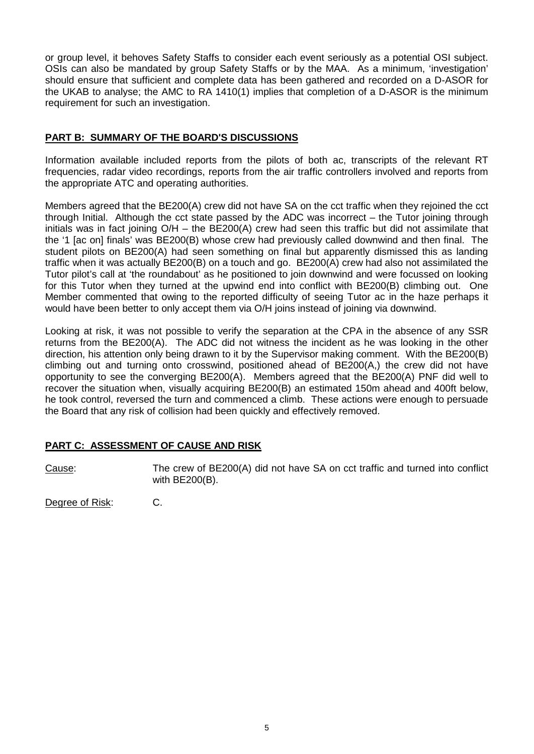or group level, it behoves Safety Staffs to consider each event seriously as a potential OSI subject. OSIs can also be mandated by group Safety Staffs or by the MAA. As a minimum, 'investigation' should ensure that sufficient and complete data has been gathered and recorded on a D-ASOR for the UKAB to analyse; the AMC to RA 1410(1) implies that completion of a D-ASOR is the minimum requirement for such an investigation.

## PART B: SUMMARY OF THE BOARD'S DISCUSSIONS

Information available included reports from the pilots of both ac, transcripts of the relevant RT frequencies, radar video recordings, reports from the air traffic controllers involved and reports from the appropriate ATC and operating authorities.

Members agreed that the BE200(A) crew did not have SA on the cct traffic when they rejoined the cct through Initial. Although the cct state passed by the ADC was incorrect – the Tutor joining through initials was in fact joining O/H – the BE200(A) crew had seen this traffic but did not assimilate that the '1 [ac on] finals' was BE200(B) whose crew had previously called downwind and then final. The student pilots on BE200(A) had seen something on final but apparently dismissed this as landing traffic when it was actually BE200(B) on a touch and go. BE200(A) crew had also not assimilated the Tutor pilot's call at 'the roundabout' as he positioned to join downwind and were focussed on looking for this Tutor when they turned at the upwind end into conflict with BE200(B) climbing out. One Member commented that owing to the reported difficulty of seeing Tutor ac in the haze perhaps it would have been better to only accept them via O/H joins instead of joining via downwind.

Looking at risk, it was not possible to verify the separation at the CPA in the absence of any SSR returns from the BE200(A). The ADC did not witness the incident as he was looking in the other direction, his attention only being drawn to it by the Supervisor making comment. With the BE200(B) climbing out and turning onto crosswind, positioned ahead of BE200(A,) the crew did not have opportunity to see the converging BE200(A). Members agreed that the BE200(A) PNF did well to recover the situation when, visually acquiring BE200(B) an estimated 150m ahead and 400ft below, he took control, reversed the turn and commenced a climb. These actions were enough to persuade the Board that any risk of collision had been quickly and effectively removed.

## PART C: ASSESSMENT OF CAUSE AND RISK

Cause: The crew of BE200(A) did not have SA on cct traffic and turned into conflict with BE200(B).

Degree of Risk: C.